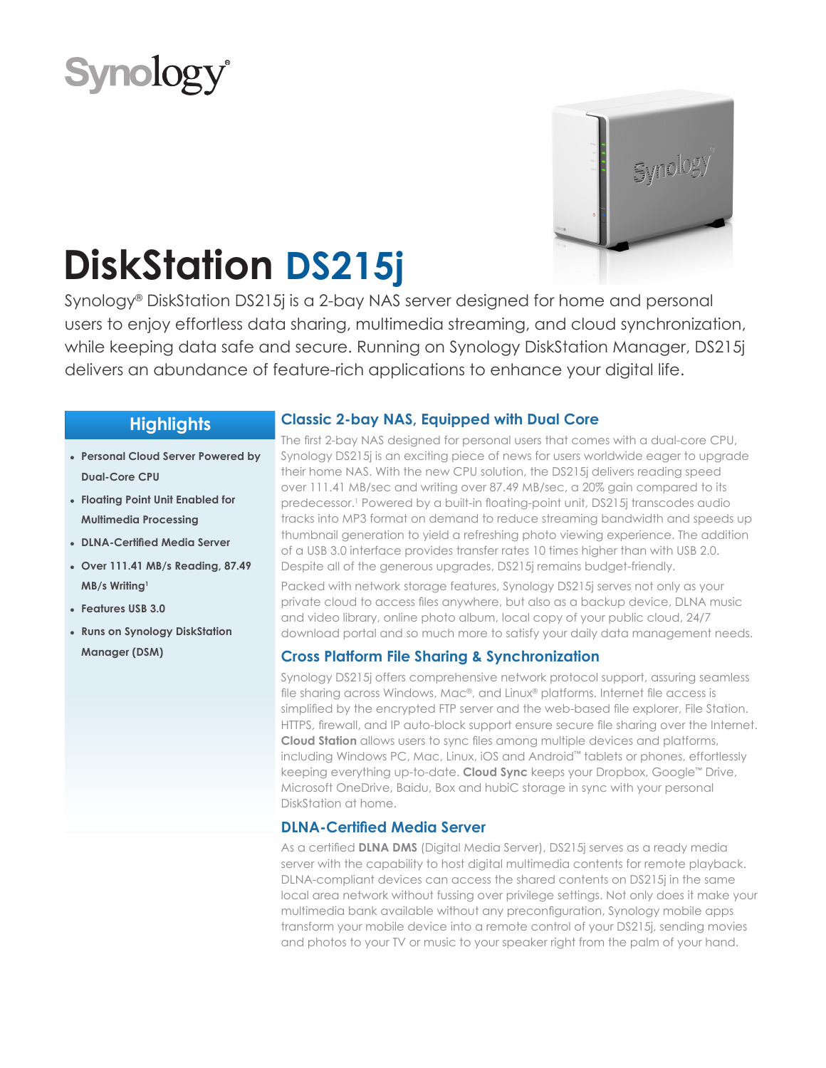Synology®

# DiskStation DS215j

Synology® DiskStation DS215j is a 2-bay NAS server designed for home and personal users to enjoy effortless data sharing, multimedia streaming, and cloud synchronization, while keeping data safe and secure. Running on Synology DiskStation Manager, DS215j delivers an abundance of feature-rich applications to enhance your digital life.

## Highlights

- **Personal Cloud Server Powered by Dual-Core CPU**
- **Floating Point Unit Enabled for Multimedia Processing**
- **DLNA-Certified Media Server**
- **Over 111.41 MB/s Reading, 87.49 MB/s Writing[1]**
- **Features USB 3.0**
- **Runs on Synology DiskStation Manager (DSM)**

## Classic 2-bay NAS, Equipped with Dual Core

The first 2-bay NAS designed for personal users that comes with a dual-core CPU, Synology DS215j is an exciting piece of news for users worldwide eager to upgrade their home NAS. With the new CPU solution, the DS215j delivers reading speed over 111.41 MB/sec and writing over 87.49 MB/sec, a 20% gain compared to its predecessor.[1] Powered by a built-in floating-point unit, DS215j transcodes audio tracks into MP3 format on demand to reduce streaming bandwidth and speeds up thumbnail generation to yield a refreshing photo viewing experience. The addition of a USB 3.0 interface provides transfer rates 10 times higher than with USB 2.0. Despite all of the generous upgrades, DS215j remains budget-friendly.

Packed with network storage features, Synology DS215j serves not only as your private cloud to access files anywhere, but also as a backup device, DLNA music and video library, online photo album, local copy of your public cloud, 24/7 download portal and so much more to satisfy your daily data management needs.

## Cross Platform File Sharing & Synchronization

Synology DS215j offers comprehensive network protocol support, assuring seamless file sharing across Windows, Mac®, and Linux® platforms. Internet file access is simplified by the encrypted FTP server and the web-based file explorer, File Station. HTTPS, firewall, and IP auto-block support ensure secure file sharing over the Internet. **Cloud Station** allows users to sync files among multiple devices and platforms, including Windows PC, Mac, Linux, iOS and Android™ tablets or phones, effortlessly keeping everything up-to-date. **Cloud Sync** keeps your Dropbox, Google™ Drive, Microsoft OneDrive, Baidu, Box and hubiC storage in sync with your personal DiskStation at home.

## DLNA-Certified Media Server

As a certified **DLNA DMS** (Digital Media Server), DS215j serves as a ready media server with the capability to host digital multimedia contents for remote playback. DLNA-compliant devices can access the shared contents on DS215j in the same local area network without fussing over privilege settings. Not only does it make your multimedia bank available without any preconfiguration, Synology mobile apps transform your mobile device into a remote control of your DS215j, sending movies and photos to your TV or music to your speaker right from the palm of your hand.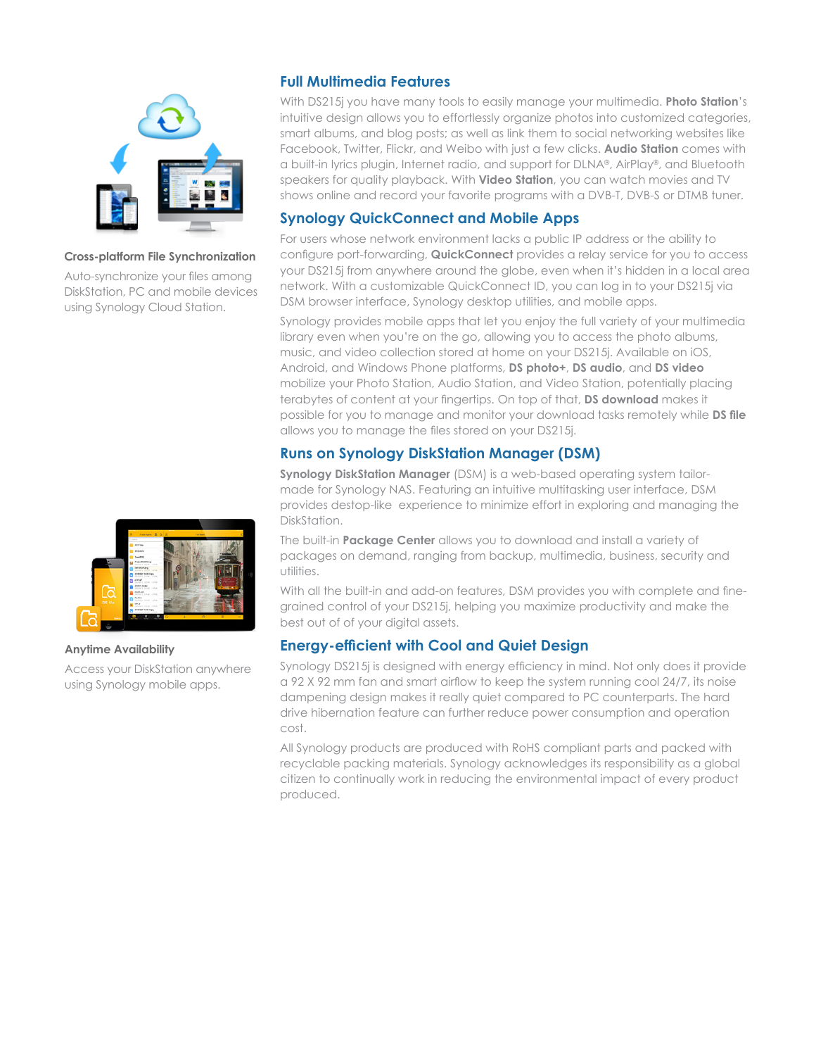## Full Multimedia Features

With DS215j you have many tools to easily manage your multimedia. **Photo Station**'s intuitive design allows you to effortlessly organize photos into customized categories, smart albums, and blog posts; as well as link them to social networking websites like Facebook, Twitter, Flickr, and Weibo with just a few clicks. **Audio Station** comes with a built-in lyrics plugin, Internet radio, and support for DLNA®, AirPlay®, and Bluetooth speakers for quality playback. With **Video Station**, you can watch movies and TV shows online and record your favorite programs with a DVB-T, DVB-S or DTMB tuner.

## Synology QuickConnect and Mobile Apps

For users whose network environment lacks a public IP address or the ability to configure port-forwarding, **QuickConnect** provides a relay service for you to access your DS215j from anywhere around the globe, even when it's hidden in a local area network. With a customizable QuickConnect ID, you can log in to your DS215j via DSM browser interface, Synology desktop utilities, and mobile apps.

Synology provides mobile apps that let you enjoy the full variety of your multimedia library even when you're on the go, allowing you to access the photo albums, music, and video collection stored at home on your DS215j. Available on iOS, Android, and Windows Phone platforms, **DS photo+**, **DS audio**, and **DS video** mobilize your Photo Station, Audio Station, and Video Station, potentially placing terabytes of content at your fingertips. On top of that, **DS download** makes it possible for you to manage and monitor your download tasks remotely while **DS file** allows you to manage the files stored on your DS215j.

## Runs on Synology DiskStation Manager (DSM)

**Synology DiskStation Manager** (DSM) is a web-based operating system tailor-made for Synology NAS. Featuring an intuitive multitasking user interface, DSM provides destop-like experience to minimize effort in exploring and managing the DiskStation.

The built-in **Package Center** allows you to download and install a variety of packages on demand, ranging from backup, multimedia, business, security and utilities.

With all the built-in and add-on features, DSM provides you with complete and fine-grained control of your DS215j, helping you maximize productivity and make the best out of of your digital assets.

## Energy-efficient with Cool and Quiet Design

Synology DS215j is designed with energy efficiency in mind. Not only does it provide a 92 X 92 mm fan and smart airflow to keep the system running cool 24/7, its noise dampening design makes it really quiet compared to PC counterparts. The hard drive hibernation feature can further reduce power consumption and operation cost.

All Synology products are produced with RoHS compliant parts and packed with recyclable packing materials. Synology acknowledges its responsibility as a global citizen to continually work in reducing the environmental impact of every product produced.

**Cross-platform File Synchronization**

Auto-synchronize your files among DiskStation, PC and mobile devices using Synology Cloud Station.

**Anytime Availability**

Access your DiskStation anywhere using Synology mobile apps.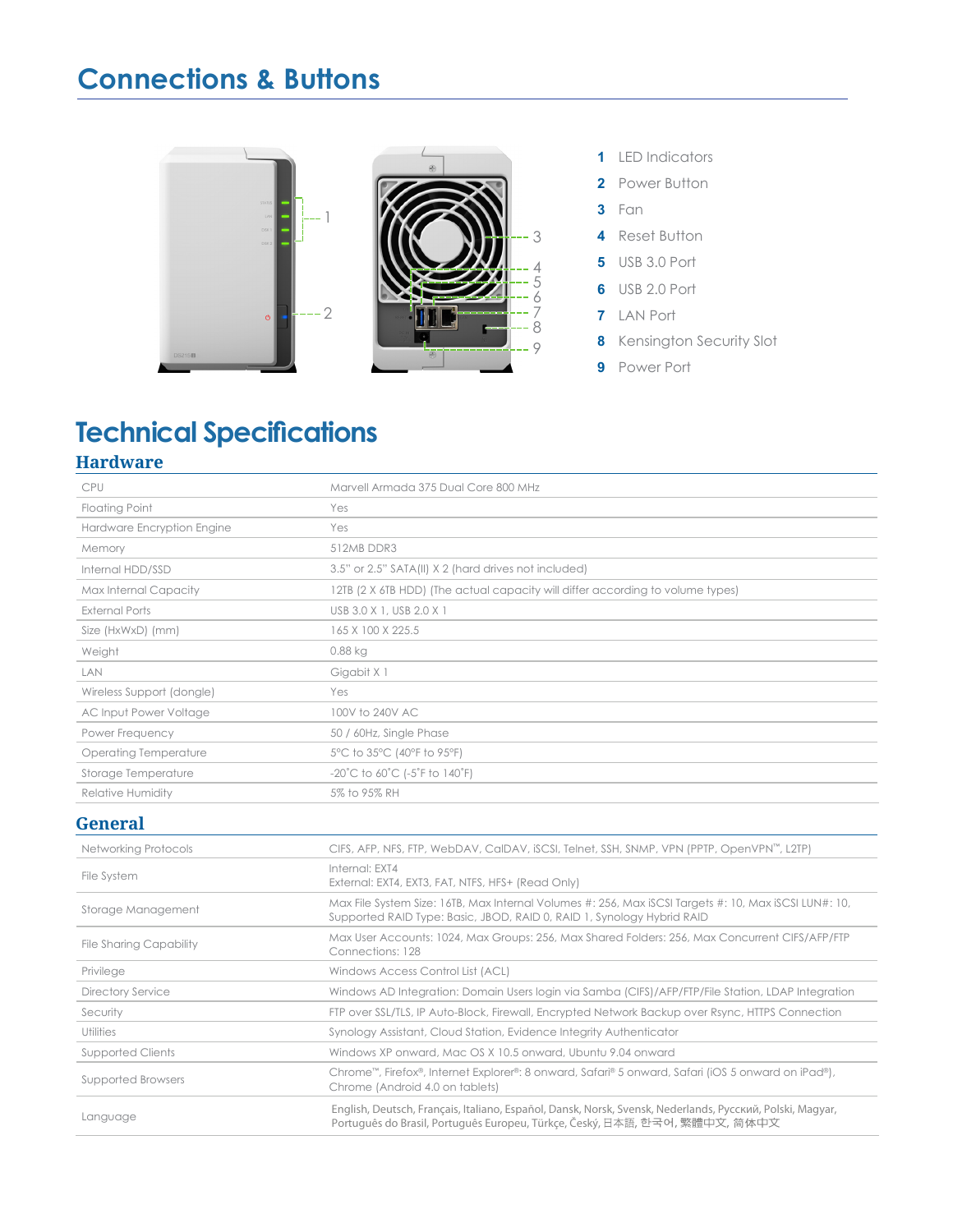# Connections & Buttons

1. LED Indicators
2. Power Button
3. Fan
4. Reset Button
5. USB 3.0 Port
6. USB 2.0 Port
7. LAN Port
8. Kensington Security Slot
9. Power Port

# Technical Specifications

## Hardware

| | |
|---|---|
| CPU | Marvell Armada 375 Dual Core 800 MHz |
| Floating Point | Yes |
| Hardware Encryption Engine | Yes |
| Memory | 512MB DDR3 |
| Internal HDD/SSD | 3.5" or 2.5" SATA(II) X 2 (hard drives not included) |
| Max Internal Capacity | 12TB (2 X 6TB HDD) (The actual capacity will differ according to volume types) |
| External Ports | USB 3.0 X 1, USB 2.0 X 1 |
| Size (HxWxD) (mm) | 165 X 100 X 225.5 |
| Weight | 0.88 kg |
| LAN | Gigabit X 1 |
| Wireless Support (dongle) | Yes |
| AC Input Power Voltage | 100V to 240V AC |
| Power Frequency | 50 / 60Hz, Single Phase |
| Operating Temperature | 5°C to 35°C (40°F to 95°F) |
| Storage Temperature | -20˚C to 60˚C (-5˚F to 140˚F) |
| Relative Humidity | 5% to 95% RH |

## General

| | |
|---|---|
| Networking Protocols | CIFS, AFP, NFS, FTP, WebDAV, CalDAV, iSCSI, Telnet, SSH, SNMP, VPN (PPTP, OpenVPN™, L2TP) |
| File System | Internal: EXT4<br>External: EXT4, EXT3, FAT, NTFS, HFS+ (Read Only) |
| Storage Management | Max File System Size: 16TB, Max Internal Volumes #: 256, Max iSCSI Targets #: 10, Max iSCSI LUN#: 10, Supported RAID Type: Basic, JBOD, RAID 0, RAID 1, Synology Hybrid RAID |
| File Sharing Capability | Max User Accounts: 1024, Max Groups: 256, Max Shared Folders: 256, Max Concurrent CIFS/AFP/FTP Connections: 128 |
| Privilege | Windows Access Control List (ACL) |
| Directory Service | Windows AD Integration: Domain Users login via Samba (CIFS)/AFP/FTP/File Station, LDAP Integration |
| Security | FTP over SSL/TLS, IP Auto-Block, Firewall, Encrypted Network Backup over Rsync, HTTPS Connection |
| Utilities | Synology Assistant, Cloud Station, Evidence Integrity Authenticator |
| Supported Clients | Windows XP onward, Mac OS X 10.5 onward, Ubuntu 9.04 onward |
| Supported Browsers | Chrome™, Firefox®, Internet Explorer®: 8 onward, Safari® 5 onward, Safari (iOS 5 onward on iPad®), Chrome (Android 4.0 on tablets) |
| Language | English, Deutsch, Français, Italiano, Español, Dansk, Norsk, Svensk, Nederlands, Русский, Polski, Magyar, Português do Brasil, Português Europeu, Türkçe, Český, 日本語, 한국어, 繁體中文, 简体中文 |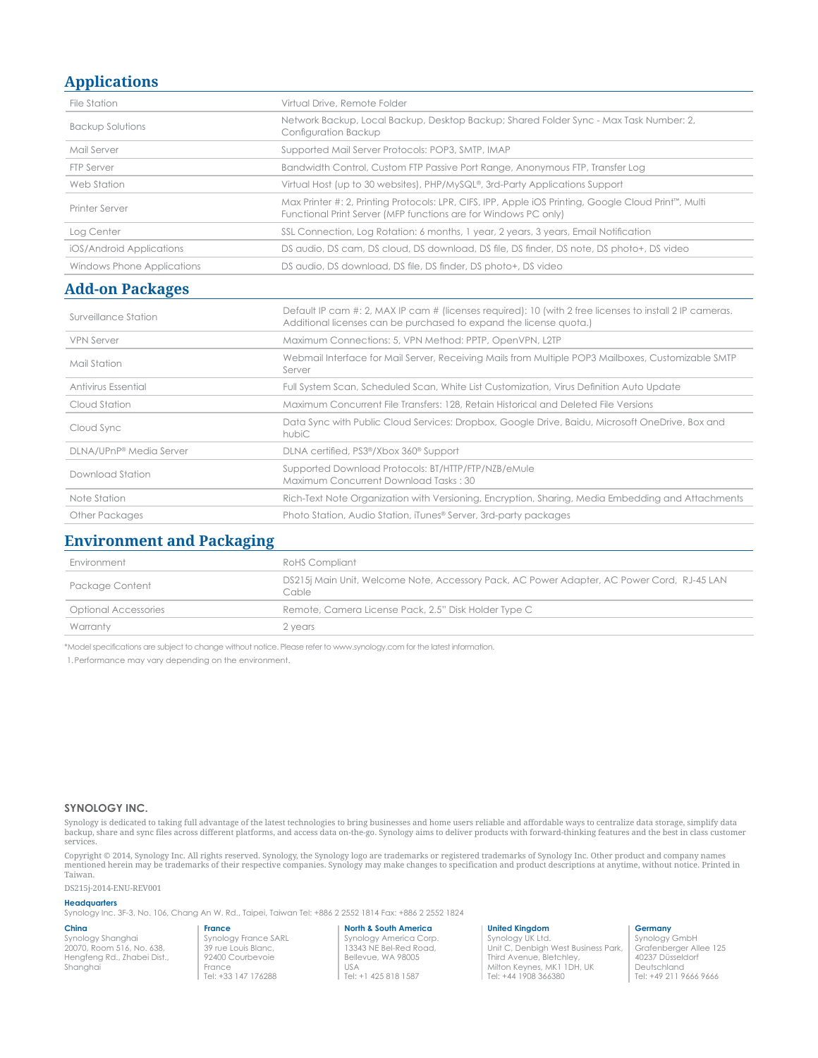## Applications

| | |
|---|---|
| File Station | Virtual Drive, Remote Folder |
| Backup Solutions | Network Backup, Local Backup, Desktop Backup; Shared Folder Sync - Max Task Number: 2, Configuration Backup |
| Mail Server | Supported Mail Server Protocols: POP3, SMTP, IMAP |
| FTP Server | Bandwidth Control, Custom FTP Passive Port Range, Anonymous FTP, Transfer Log |
| Web Station | Virtual Host (up to 30 websites), PHP/MySQL®, 3rd-Party Applications Support |
| Printer Server | Max Printer #: 2, Printing Protocols: LPR, CIFS, IPP, Apple iOS Printing, Google Cloud Print™, Multi Functional Print Server (MFP functions are for Windows PC only) |
| Log Center | SSL Connection, Log Rotation: 6 months, 1 year, 2 years, 3 years, Email Notification |
| iOS/Android Applications | DS audio, DS cam, DS cloud, DS download, DS file, DS finder, DS note, DS photo+, DS video |
| Windows Phone Applications | DS audio, DS download, DS file, DS finder, DS photo+, DS video |

## Add-on Packages

| | |
|---|---|
| Surveillance Station | Default IP cam #: 2, MAX IP cam # (licenses required): 10 (with 2 free licenses to install 2 IP cameras. Additional licenses can be purchased to expand the license quota.) |
| VPN Server | Maximum Connections: 5, VPN Method: PPTP, OpenVPN, L2TP |
| Mail Station | Webmail Interface for Mail Server, Receiving Mails from Multiple POP3 Mailboxes, Customizable SMTP Server |
| Antivirus Essential | Full System Scan, Scheduled Scan, White List Customization, Virus Definition Auto Update |
| Cloud Station | Maximum Concurrent File Transfers: 128, Retain Historical and Deleted File Versions |
| Cloud Sync | Data Sync with Public Cloud Services: Dropbox, Google Drive, Baidu, Microsoft OneDrive, Box and hubiC |
| DLNA/UPnP® Media Server | DLNA certified, PS3®/Xbox 360® Support |
| Download Station | Supported Download Protocols: BT/HTTP/FTP/NZB/eMule<br>Maximum Concurrent Download Tasks : 30 |
| Note Station | Rich-Text Note Organization with Versioning, Encryption, Sharing, Media Embedding and Attachments |
| Other Packages | Photo Station, Audio Station, iTunes® Server, 3rd-party packages |

## Environment and Packaging

| | |
|---|---|
| Environment | RoHS Compliant |
| Package Content | DS215j Main Unit, Welcome Note, Accessory Pack, AC Power Adapter, AC Power Cord, RJ-45 LAN Cable |
| Optional Accessories | Remote, Camera License Pack, 2.5" Disk Holder Type C |
| Warranty | 2 years |

*Model specifications are subject to change without notice. Please refer to www.synology.com for the latest information.

1. Performance may vary depending on the environment.

**SYNOLOGY INC.**

Synology is dedicated to taking full advantage of the latest technologies to bring businesses and home users reliable and affordable ways to centralize data storage, simplify data backup, share and sync files across different platforms, and access data on-the-go. Synology aims to deliver products with forward-thinking features and the best in class customer services.

Copyright © 2014, Synology Inc. All rights reserved. Synology, the Synology logo are trademarks or registered trademarks of Synology Inc. Other product and company names mentioned herein may be trademarks of their respective companies. Synology may make changes to specification and product descriptions at anytime, without notice. Printed in Taiwan.

DS215j-2014-ENU-REV001

**Headquarters**
Synology Inc. 3F-3, No. 106, Chang An W. Rd., Taipei, Taiwan Tel: +886 2 2552 1814 Fax: +886 2 2552 1824

**China**
Synology Shanghai
20070, Room 516, No. 638, Hengfeng Rd., Zhabei Dist., Shanghai

**France**
Synology France SARL
39 rue Louis Blanc,
92400 Courbevoie
France
Tel: +33 147 176288

**North & South America**
Synology America Corp.
13343 NE Bel-Red Road,
Bellevue, WA 98005
USA
Tel: +1 425 818 1587

**United Kingdom**
Synology UK Ltd.
Unit C, Denbigh West Business Park,
Third Avenue, Bletchley,
Milton Keynes, MK1 1DH, UK
Tel: +44 1908 366380

**Germany**
Synology GmbH
Grafenberger Allee 125
40237 Düsseldorf
Deutschland
Tel: +49 211 9666 9666